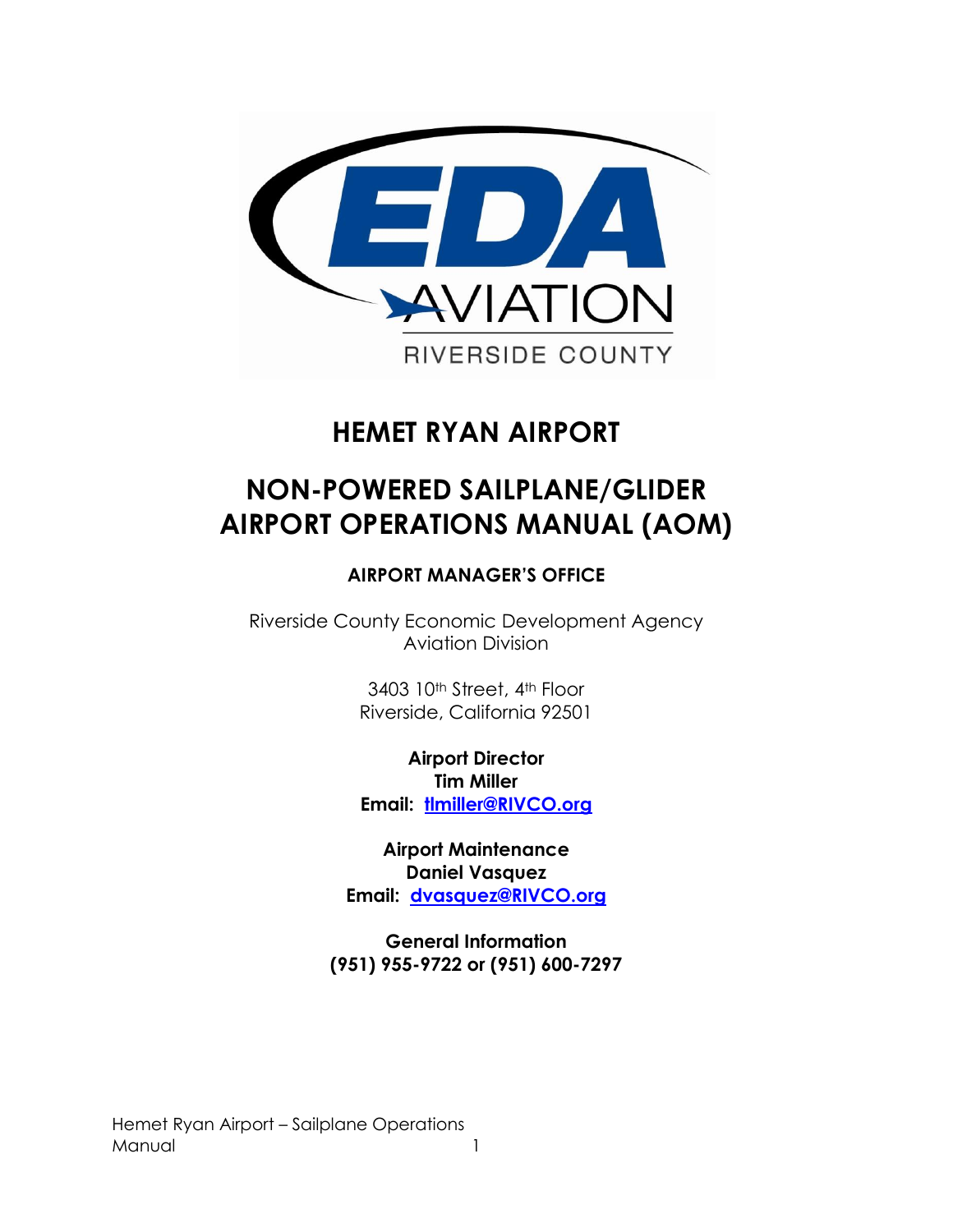# HEMET RYAN AIRPORT

# NON-POWERED SAILPLANE/GLIDER AIRPORT OPERATIONS MANUAL (AOM)

**AIRPORT MANAGER'S OFFICE**

Riverside County Economic Development Agency
Aviation Division

3403 10th Street, 4th Floor
Riverside, California 92501

**Airport Director**
**Tim Miller**
**Email: tlmiller@RIVCO.org**

**Airport Maintenance**
**Daniel Vasquez**
**Email: dvasquez@RIVCO.org**

**General Information**
**(951) 955-9722 or (951) 600-7297**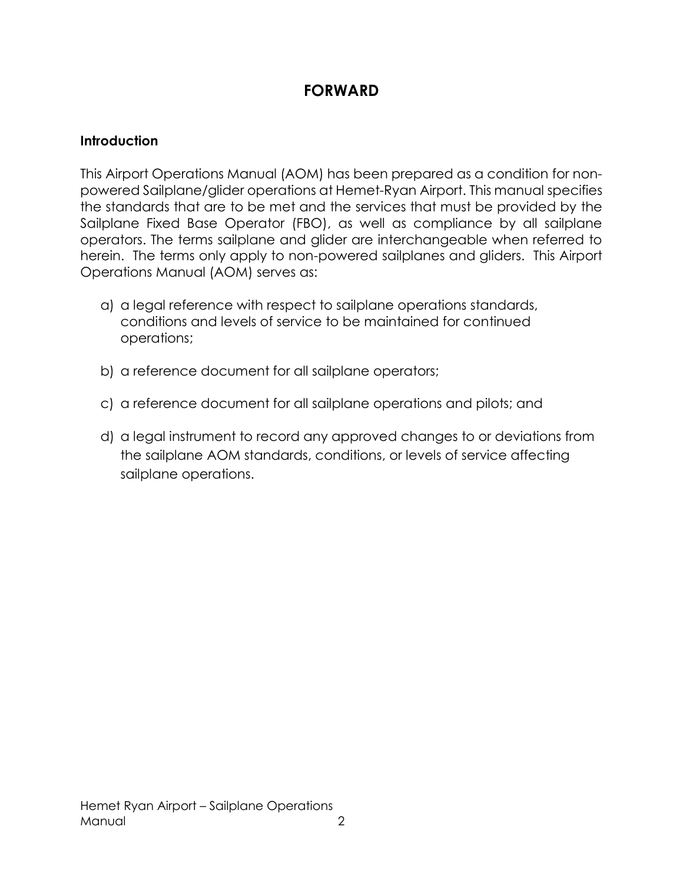# FORWARD

## Introduction

This Airport Operations Manual (AOM) has been prepared as a condition for non-powered Sailplane/glider operations at Hemet-Ryan Airport. This manual specifies the standards that are to be met and the services that must be provided by the Sailplane Fixed Base Operator (FBO), as well as compliance by all sailplane operators. The terms sailplane and glider are interchangeable when referred to herein. The terms only apply to non-powered sailplanes and gliders. This Airport Operations Manual (AOM) serves as:

a) a legal reference with respect to sailplane operations standards, conditions and levels of service to be maintained for continued operations;

b) a reference document for all sailplane operators;

c) a reference document for all sailplane operations and pilots; and

d) a legal instrument to record any approved changes to or deviations from the sailplane AOM standards, conditions, or levels of service affecting sailplane operations.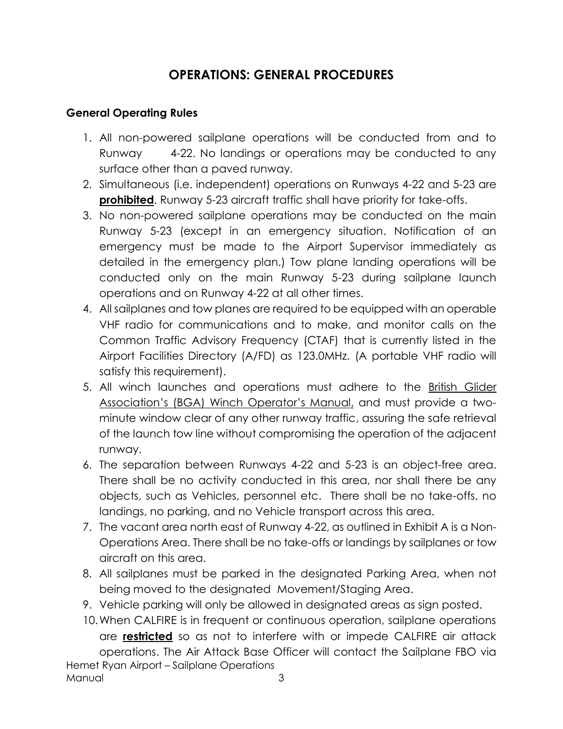# OPERATIONS: GENERAL PROCEDURES

### General Operating Rules

1. All non-powered sailplane operations will be conducted from and to Runway 4-22. No landings or operations may be conducted to any surface other than a paved runway.
2. Simultaneous (i.e. independent) operations on Runways 4-22 and 5-23 are **prohibited**. Runway 5-23 aircraft traffic shall have priority for take-offs.
3. No non-powered sailplane operations may be conducted on the main Runway 5-23 (except in an emergency situation. Notification of an emergency must be made to the Airport Supervisor immediately as detailed in the emergency plan.) Tow plane landing operations will be conducted only on the main Runway 5-23 during sailplane launch operations and on Runway 4-22 at all other times.
4. All sailplanes and tow planes are required to be equipped with an operable VHF radio for communications and to make, and monitor calls on the Common Traffic Advisory Frequency (CTAF) that is currently listed in the Airport Facilities Directory (A/FD) as 123.0MHz. (A portable VHF radio will satisfy this requirement).
5. All winch launches and operations must adhere to the British Glider Association's (BGA) Winch Operator's Manual, and must provide a two-minute window clear of any other runway traffic, assuring the safe retrieval of the launch tow line without compromising the operation of the adjacent runway.
6. The separation between Runways 4-22 and 5-23 is an object-free area. There shall be no activity conducted in this area, nor shall there be any objects, such as Vehicles, personnel etc. There shall be no take-offs, no landings, no parking, and no Vehicle transport across this area.
7. The vacant area north east of Runway 4-22, as outlined in Exhibit A is a Non-Operations Area. There shall be no take-offs or landings by sailplanes or tow aircraft on this area.
8. All sailplanes must be parked in the designated Parking Area, when not being moved to the designated Movement/Staging Area.
9. Vehicle parking will only be allowed in designated areas as sign posted.
10. When CALFIRE is in frequent or continuous operation, sailplane operations are **restricted** so as not to interfere with or impede CALFIRE air attack operations. The Air Attack Base Officer will contact the Sailplane FBO via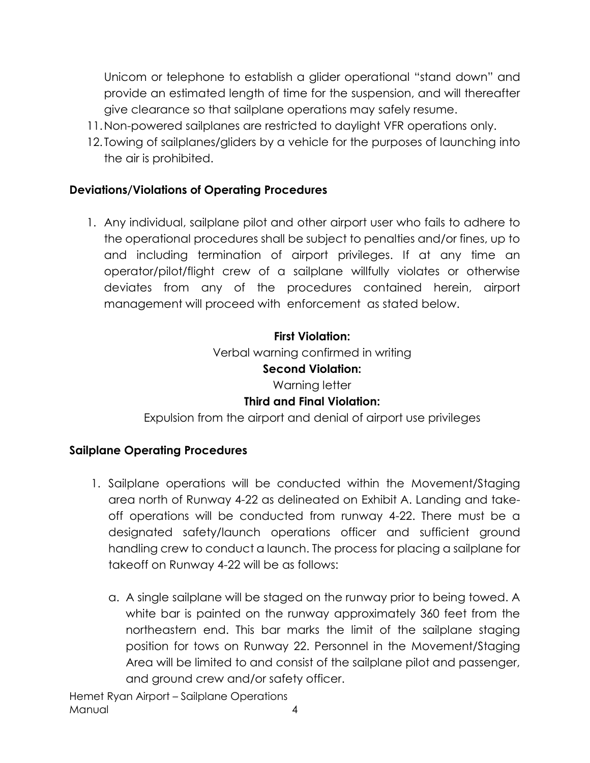Unicom or telephone to establish a glider operational "stand down" and provide an estimated length of time for the suspension, and will thereafter give clearance so that sailplane operations may safely resume.

11. Non-powered sailplanes are restricted to daylight VFR operations only.
12. Towing of sailplanes/gliders by a vehicle for the purposes of launching into the air is prohibited.

**Deviations/Violations of Operating Procedures**

1. Any individual, sailplane pilot and other airport user who fails to adhere to the operational procedures shall be subject to penalties and/or fines, up to and including termination of airport privileges. If at any time an operator/pilot/flight crew of a sailplane willfully violates or otherwise deviates from any of the procedures contained herein, airport management will proceed with enforcement as stated below.

**First Violation:**
Verbal warning confirmed in writing

**Second Violation:**
Warning letter

**Third and Final Violation:**
Expulsion from the airport and denial of airport use privileges

**Sailplane Operating Procedures**

1. Sailplane operations will be conducted within the Movement/Staging area north of Runway 4-22 as delineated on Exhibit A. Landing and take-off operations will be conducted from runway 4-22. There must be a designated safety/launch operations officer and sufficient ground handling crew to conduct a launch. The process for placing a sailplane for takeoff on Runway 4-22 will be as follows:

   a. A single sailplane will be staged on the runway prior to being towed. A white bar is painted on the runway approximately 360 feet from the northeastern end. This bar marks the limit of the sailplane staging position for tows on Runway 22. Personnel in the Movement/Staging Area will be limited to and consist of the sailplane pilot and passenger, and ground crew and/or safety officer.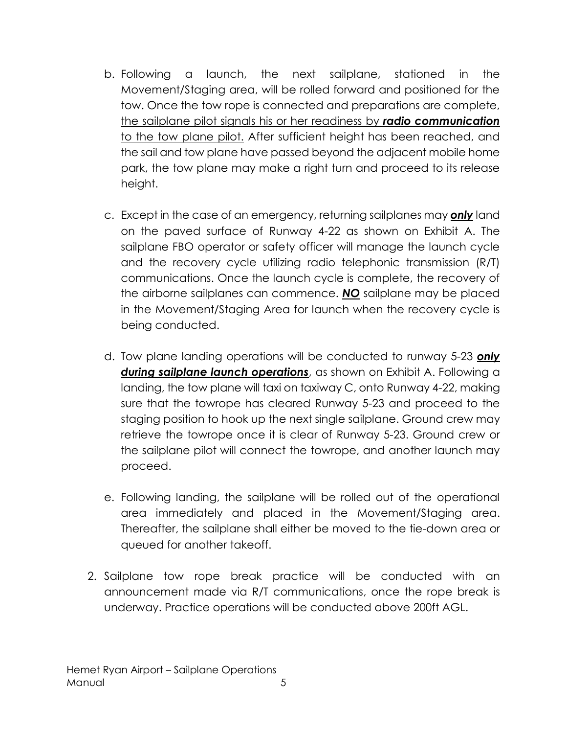b. Following a launch, the next sailplane, stationed in the Movement/Staging area, will be rolled forward and positioned for the tow. Once the tow rope is connected and preparations are complete, <u>the sailplane pilot signals his or her readiness by ***radio communication*** to the tow plane pilot.</u> After sufficient height has been reached, and the sail and tow plane have passed beyond the adjacent mobile home park, the tow plane may make a right turn and proceed to its release height.

c. Except in the case of an emergency, returning sailplanes may ***<u>only</u>*** land on the paved surface of Runway 4-22 as shown on Exhibit A. The sailplane FBO operator or safety officer will manage the launch cycle and the recovery cycle utilizing radio telephonic transmission (R/T) communications. Once the launch cycle is complete, the recovery of the airborne sailplanes can commence. ***<u>NO</u>*** sailplane may be placed in the Movement/Staging Area for launch when the recovery cycle is being conducted.

d. Tow plane landing operations will be conducted to runway 5-23 ***<u>only during sailplane launch operations</u>***, as shown on Exhibit A. Following a landing, the tow plane will taxi on taxiway C, onto Runway 4-22, making sure that the towrope has cleared Runway 5-23 and proceed to the staging position to hook up the next single sailplane. Ground crew may retrieve the towrope once it is clear of Runway 5-23. Ground crew or the sailplane pilot will connect the towrope, and another launch may proceed.

e. Following landing, the sailplane will be rolled out of the operational area immediately and placed in the Movement/Staging area. Thereafter, the sailplane shall either be moved to the tie-down area or queued for another takeoff.

2. Sailplane tow rope break practice will be conducted with an announcement made via R/T communications, once the rope break is underway. Practice operations will be conducted above 200ft AGL.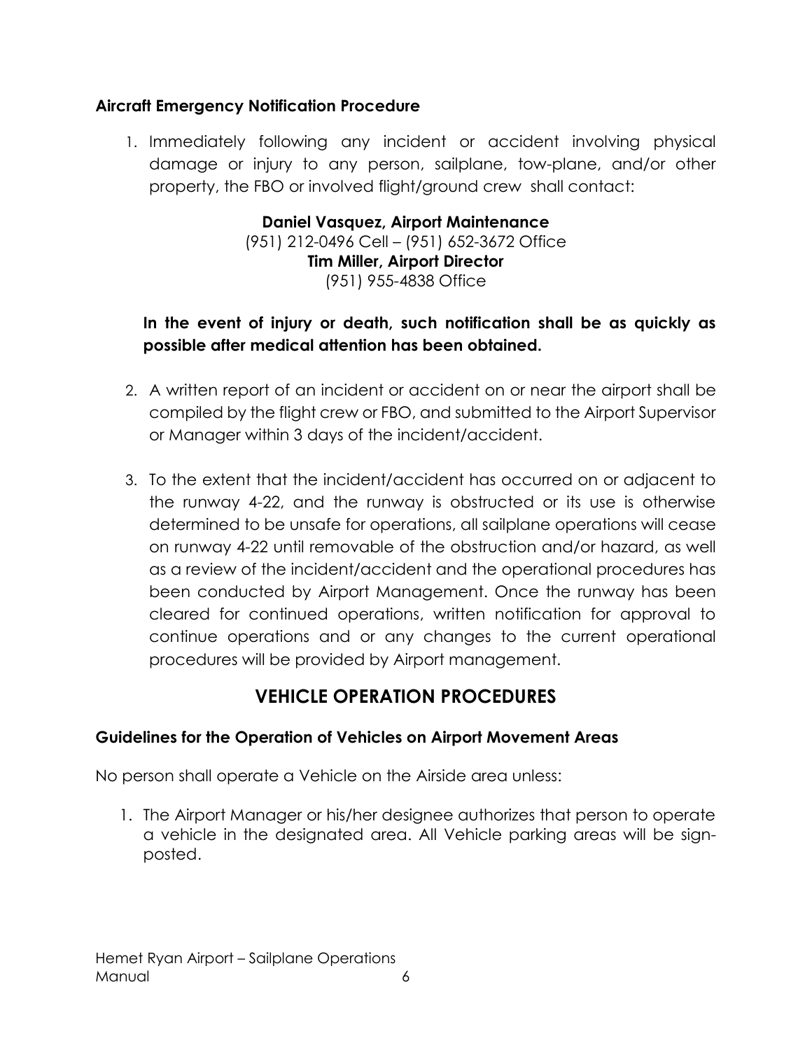### Aircraft Emergency Notification Procedure

1. Immediately following any incident or accident involving physical damage or injury to any person, sailplane, tow-plane, and/or other property, the FBO or involved flight/ground crew shall contact:

   **Daniel Vasquez, Airport Maintenance**
   (951) 212-0496 Cell – (951) 652-3672 Office
   **Tim Miller, Airport Director**
   (951) 955-4838 Office

   **In the event of injury or death, such notification shall be as quickly as possible after medical attention has been obtained.**

2. A written report of an incident or accident on or near the airport shall be compiled by the flight crew or FBO, and submitted to the Airport Supervisor or Manager within 3 days of the incident/accident.

3. To the extent that the incident/accident has occurred on or adjacent to the runway 4-22, and the runway is obstructed or its use is otherwise determined to be unsafe for operations, all sailplane operations will cease on runway 4-22 until removable of the obstruction and/or hazard, as well as a review of the incident/accident and the operational procedures has been conducted by Airport Management. Once the runway has been cleared for continued operations, written notification for approval to continue operations and or any changes to the current operational procedures will be provided by Airport management.

## VEHICLE OPERATION PROCEDURES

### Guidelines for the Operation of Vehicles on Airport Movement Areas

No person shall operate a Vehicle on the Airside area unless:

1. The Airport Manager or his/her designee authorizes that person to operate a vehicle in the designated area. All Vehicle parking areas will be sign-posted.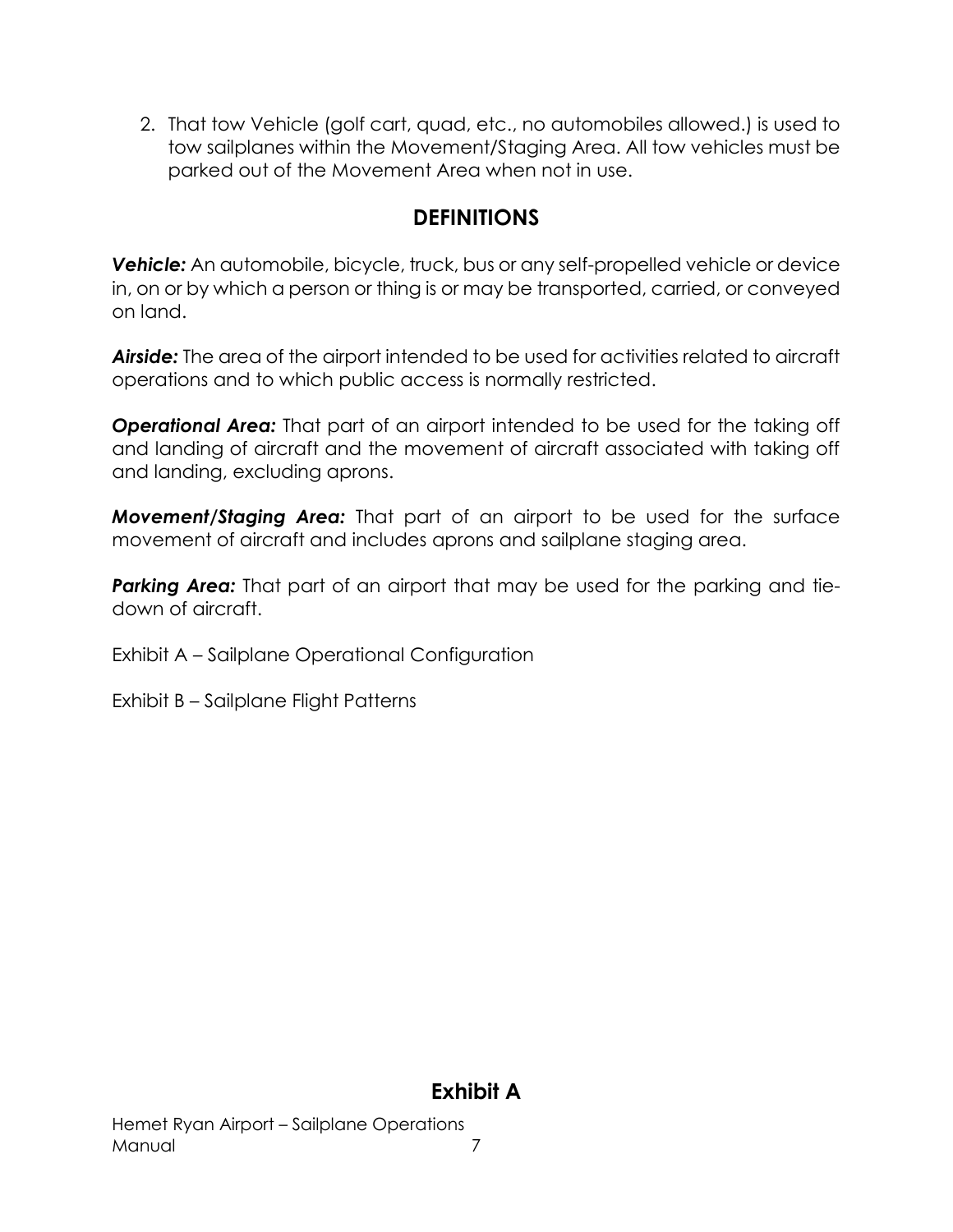2. That tow Vehicle (golf cart, quad, etc., no automobiles allowed.) is used to tow sailplanes within the Movement/Staging Area. All tow vehicles must be parked out of the Movement Area when not in use.

## DEFINITIONS

***Vehicle:*** An automobile, bicycle, truck, bus or any self-propelled vehicle or device in, on or by which a person or thing is or may be transported, carried, or conveyed on land.

***Airside:*** The area of the airport intended to be used for activities related to aircraft operations and to which public access is normally restricted.

***Operational Area:*** That part of an airport intended to be used for the taking off and landing of aircraft and the movement of aircraft associated with taking off and landing, excluding aprons.

***Movement/Staging Area:*** That part of an airport to be used for the surface movement of aircraft and includes aprons and sailplane staging area.

***Parking Area:*** That part of an airport that may be used for the parking and tie-down of aircraft.

Exhibit A – Sailplane Operational Configuration

Exhibit B – Sailplane Flight Patterns

## Exhibit A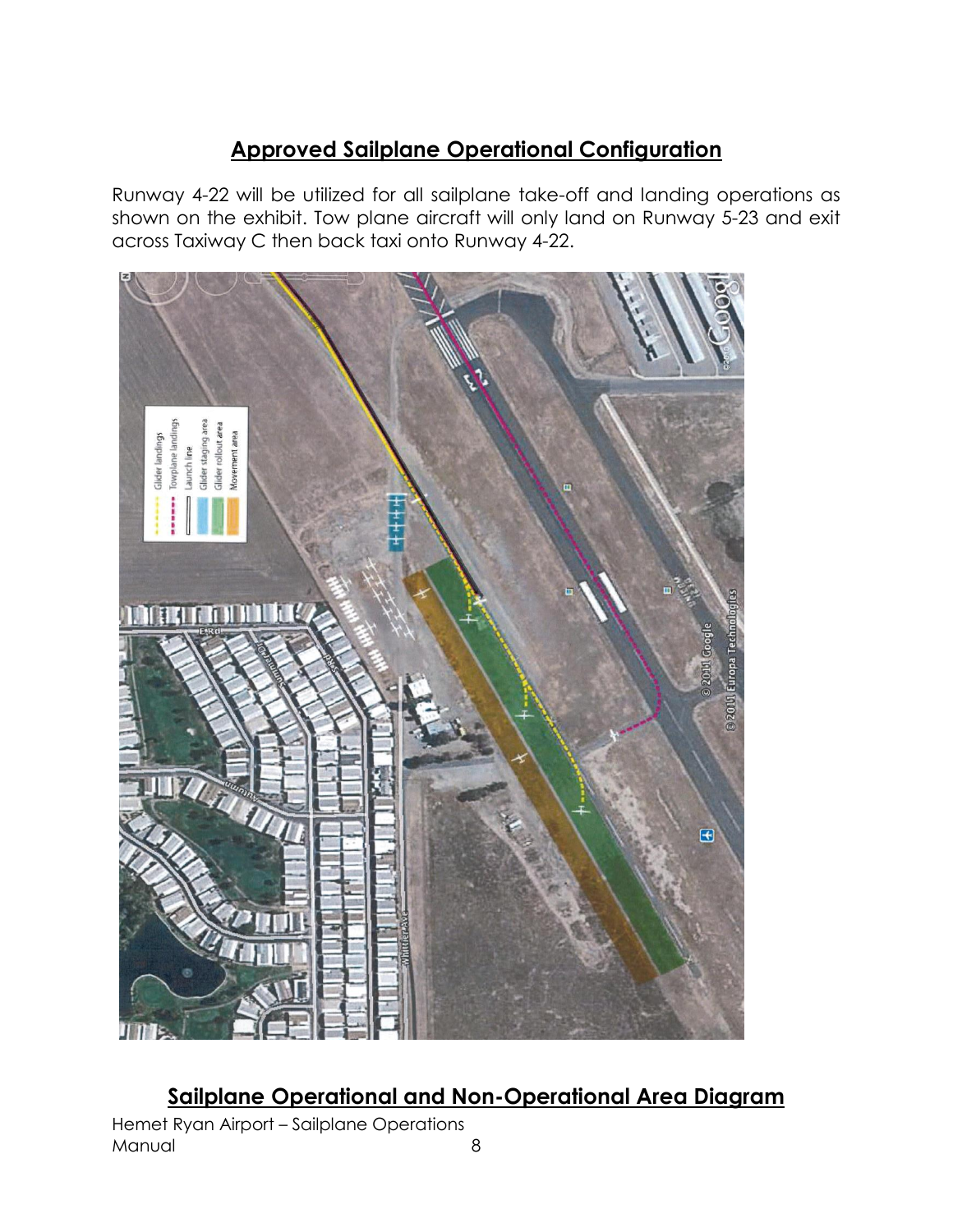## Approved Sailplane Operational Configuration

Runway 4-22 will be utilized for all sailplane take-off and landing operations as shown on the exhibit. Tow plane aircraft will only land on Runway 5-23 and exit across Taxiway C then back taxi onto Runway 4-22.

## Sailplane Operational and Non-Operational Area Diagram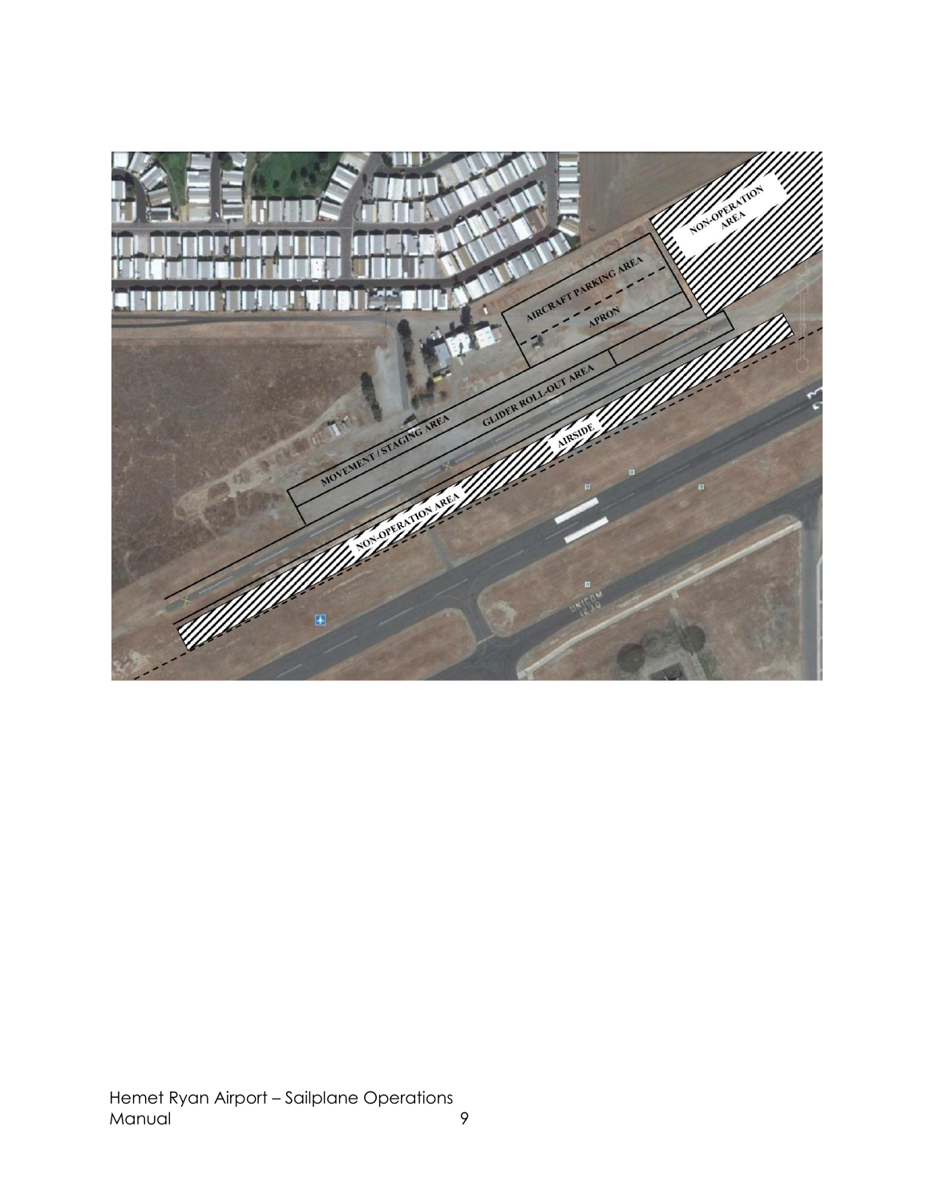NON-OPERATION AREA

AIRCRAFT PARKING AREA

APRON

MOVEMENT / STAGING AREA

GLIDER ROLL-OUT AREA

AIRSIDE

NON-OPERATION AREA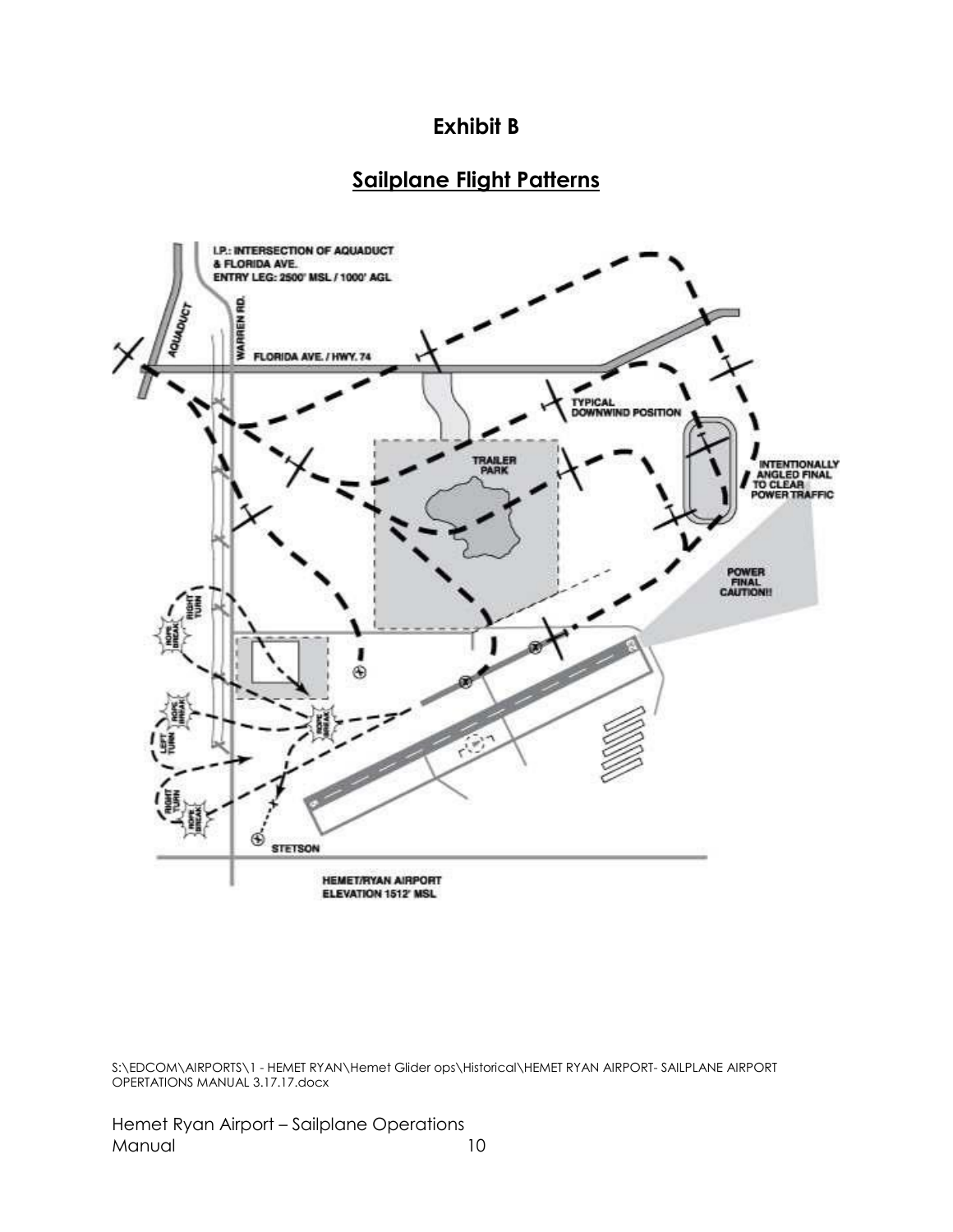# Exhibit B

## Sailplane Flight Patterns

I.P.: INTERSECTION OF AQUADUCT & FLORIDA AVE.
ENTRY LEG: 2500' MSL / 1000' AGL

AQUADUCT

WARREN RD.

FLORIDA AVE. / HWY. 74

TYPICAL DOWNWIND POSITION

TRAILER PARK

INTENTIONALLY ANGLED FINAL TO CLEAR POWER TRAFFIC

POWER FINAL CAUTION!!

RIGHT TURN

ROPE BREAK

LEFT TURN

ROPE BREAK

ROPE BREAK

RIGHT TURN

ROPE BREAK

STETSON

HEMET/RYAN AIRPORT
ELEVATION 1512' MSL

S:\EDCOM\AIRPORTS\1 - HEMET RYAN\Hemet Glider ops\Historical\HEMET RYAN AIRPORT- SAILPLANE AIRPORT OPERTATIONS MANUAL 3.17.17.docx